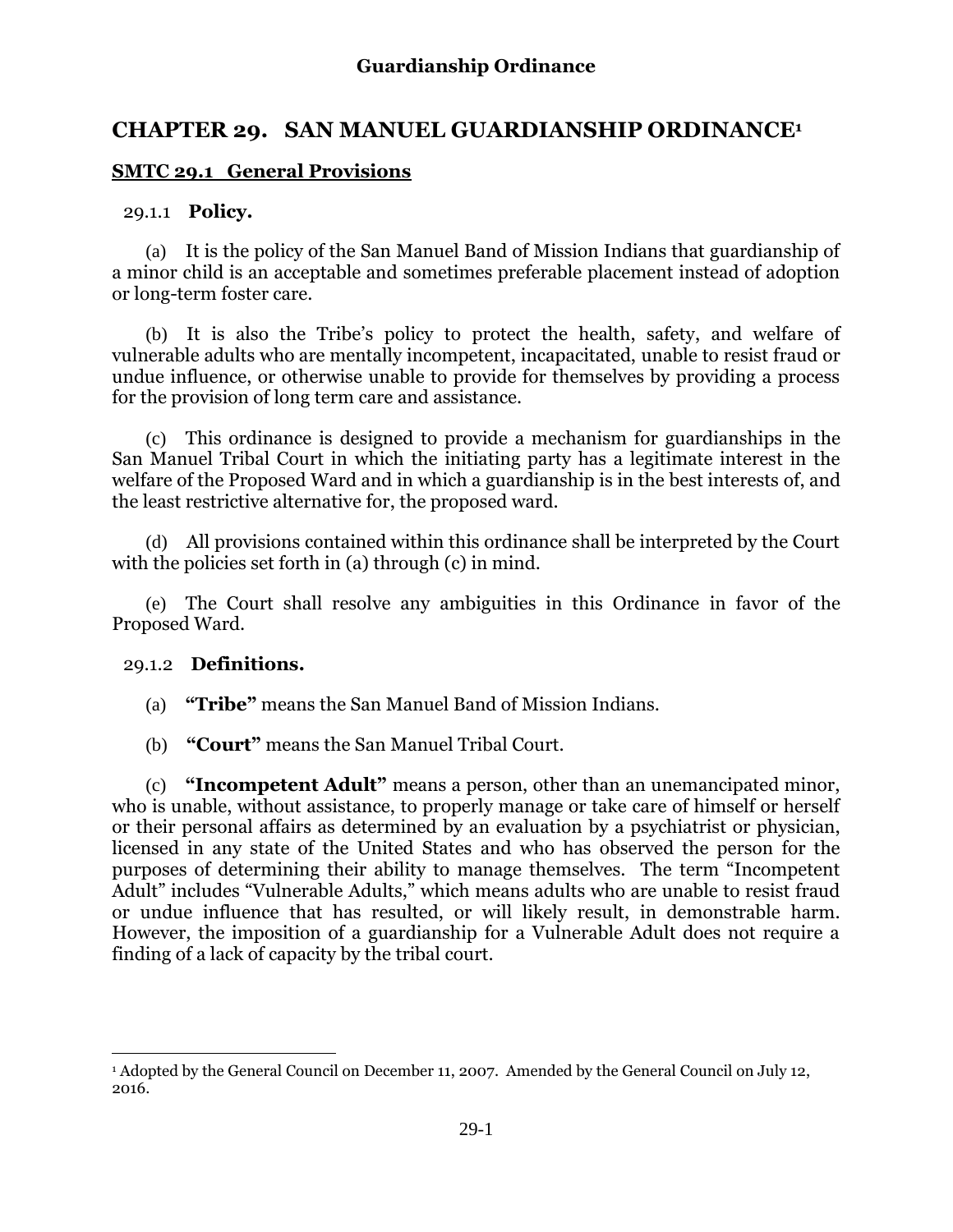# CHAPTER 29. SAN MANUEL GUARDIANSHIP ORDINANCE[1]

## SMTC 29.1 General Provisions

### 29.1.1 Policy.

(a) It is the policy of the San Manuel Band of Mission Indians that guardianship of a minor child is an acceptable and sometimes preferable placement instead of adoption or long-term foster care.

(b) It is also the Tribe's policy to protect the health, safety, and welfare of vulnerable adults who are mentally incompetent, incapacitated, unable to resist fraud or undue influence, or otherwise unable to provide for themselves by providing a process for the provision of long term care and assistance.

(c) This ordinance is designed to provide a mechanism for guardianships in the San Manuel Tribal Court in which the initiating party has a legitimate interest in the welfare of the Proposed Ward and in which a guardianship is in the best interests of, and the least restrictive alternative for, the proposed ward.

(d) All provisions contained within this ordinance shall be interpreted by the Court with the policies set forth in (a) through (c) in mind.

(e) The Court shall resolve any ambiguities in this Ordinance in favor of the Proposed Ward.

### 29.1.2 Definitions.

(a) **"Tribe"** means the San Manuel Band of Mission Indians.

(b) **"Court"** means the San Manuel Tribal Court.

(c) **"Incompetent Adult"** means a person, other than an unemancipated minor, who is unable, without assistance, to properly manage or take care of himself or herself or their personal affairs as determined by an evaluation by a psychiatrist or physician, licensed in any state of the United States and who has observed the person for the purposes of determining their ability to manage themselves. The term "Incompetent Adult" includes "Vulnerable Adults," which means adults who are unable to resist fraud or undue influence that has resulted, or will likely result, in demonstrable harm. However, the imposition of a guardianship for a Vulnerable Adult does not require a finding of a lack of capacity by the tribal court.

---

[1] Adopted by the General Council on December 11, 2007. Amended by the General Council on July 12, 2016.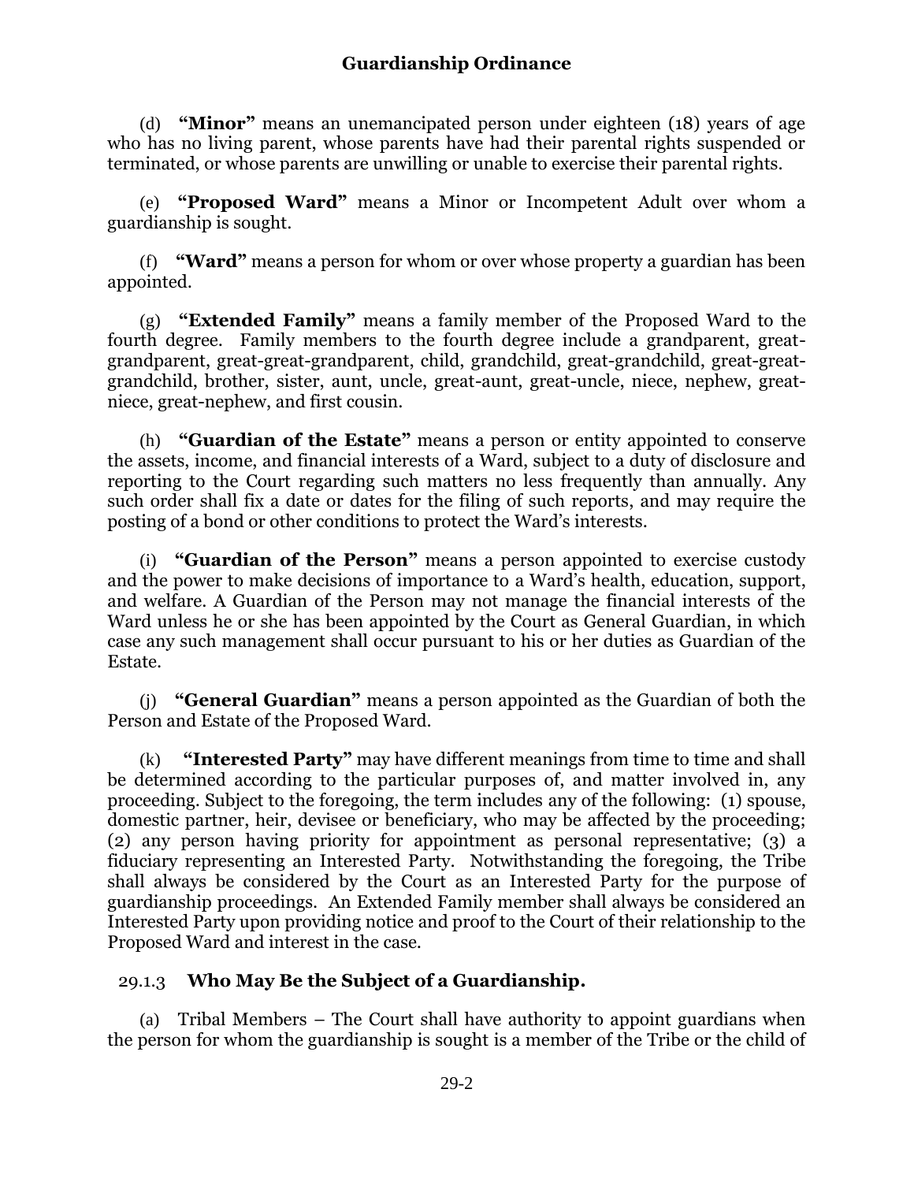(d) **"Minor"** means an unemancipated person under eighteen (18) years of age who has no living parent, whose parents have had their parental rights suspended or terminated, or whose parents are unwilling or unable to exercise their parental rights.

(e) **"Proposed Ward"** means a Minor or Incompetent Adult over whom a guardianship is sought.

(f) **"Ward"** means a person for whom or over whose property a guardian has been appointed.

(g) **"Extended Family"** means a family member of the Proposed Ward to the fourth degree. Family members to the fourth degree include a grandparent, great-grandparent, great-great-grandparent, child, grandchild, great-grandchild, great-great-grandchild, brother, sister, aunt, uncle, great-aunt, great-uncle, niece, nephew, great-niece, great-nephew, and first cousin.

(h) **"Guardian of the Estate"** means a person or entity appointed to conserve the assets, income, and financial interests of a Ward, subject to a duty of disclosure and reporting to the Court regarding such matters no less frequently than annually. Any such order shall fix a date or dates for the filing of such reports, and may require the posting of a bond or other conditions to protect the Ward's interests.

(i) **"Guardian of the Person"** means a person appointed to exercise custody and the power to make decisions of importance to a Ward's health, education, support, and welfare. A Guardian of the Person may not manage the financial interests of the Ward unless he or she has been appointed by the Court as General Guardian, in which case any such management shall occur pursuant to his or her duties as Guardian of the Estate.

(j) **"General Guardian"** means a person appointed as the Guardian of both the Person and Estate of the Proposed Ward.

(k) **"Interested Party"** may have different meanings from time to time and shall be determined according to the particular purposes of, and matter involved in, any proceeding. Subject to the foregoing, the term includes any of the following: (1) spouse, domestic partner, heir, devisee or beneficiary, who may be affected by the proceeding; (2) any person having priority for appointment as personal representative; (3) a fiduciary representing an Interested Party. Notwithstanding the foregoing, the Tribe shall always be considered by the Court as an Interested Party for the purpose of guardianship proceedings. An Extended Family member shall always be considered an Interested Party upon providing notice and proof to the Court of their relationship to the Proposed Ward and interest in the case.

### 29.1.3 Who May Be the Subject of a Guardianship.

(a) Tribal Members – The Court shall have authority to appoint guardians when the person for whom the guardianship is sought is a member of the Tribe or the child of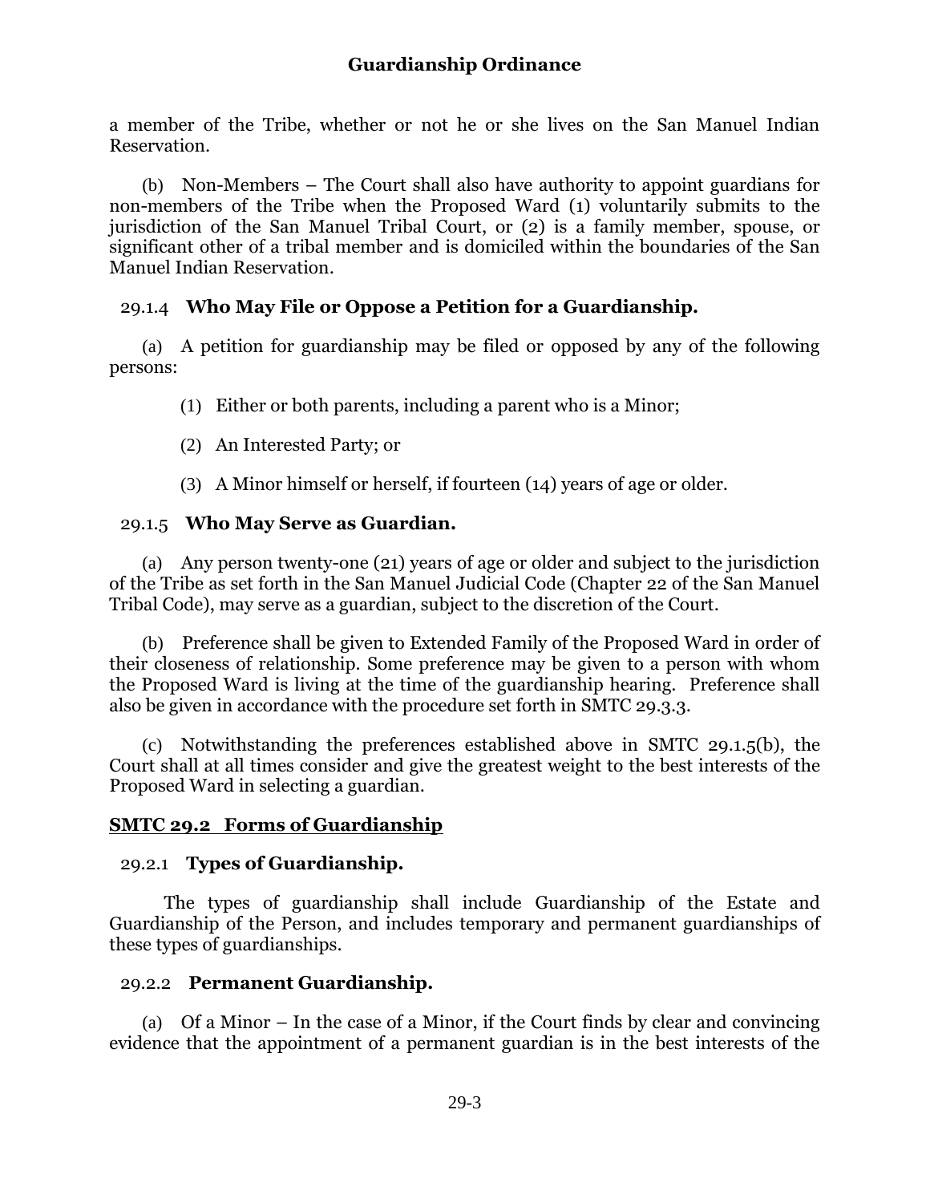a member of the Tribe, whether or not he or she lives on the San Manuel Indian Reservation.

(b) Non-Members – The Court shall also have authority to appoint guardians for non-members of the Tribe when the Proposed Ward (1) voluntarily submits to the jurisdiction of the San Manuel Tribal Court, or (2) is a family member, spouse, or significant other of a tribal member and is domiciled within the boundaries of the San Manuel Indian Reservation.

### 29.1.4 **Who May File or Oppose a Petition for a Guardianship.**

(a) A petition for guardianship may be filed or opposed by any of the following persons:

(1) Either or both parents, including a parent who is a Minor;

(2) An Interested Party; or

(3) A Minor himself or herself, if fourteen (14) years of age or older.

### 29.1.5 **Who May Serve as Guardian.**

(a) Any person twenty-one (21) years of age or older and subject to the jurisdiction of the Tribe as set forth in the San Manuel Judicial Code (Chapter 22 of the San Manuel Tribal Code), may serve as a guardian, subject to the discretion of the Court.

(b) Preference shall be given to Extended Family of the Proposed Ward in order of their closeness of relationship. Some preference may be given to a person with whom the Proposed Ward is living at the time of the guardianship hearing. Preference shall also be given in accordance with the procedure set forth in SMTC 29.3.3.

(c) Notwithstanding the preferences established above in SMTC 29.1.5(b), the Court shall at all times consider and give the greatest weight to the best interests of the Proposed Ward in selecting a guardian.

## **SMTC 29.2 Forms of Guardianship**

### 29.2.1 **Types of Guardianship.**

The types of guardianship shall include Guardianship of the Estate and Guardianship of the Person, and includes temporary and permanent guardianships of these types of guardianships.

### 29.2.2 **Permanent Guardianship.**

(a) Of a Minor – In the case of a Minor, if the Court finds by clear and convincing evidence that the appointment of a permanent guardian is in the best interests of the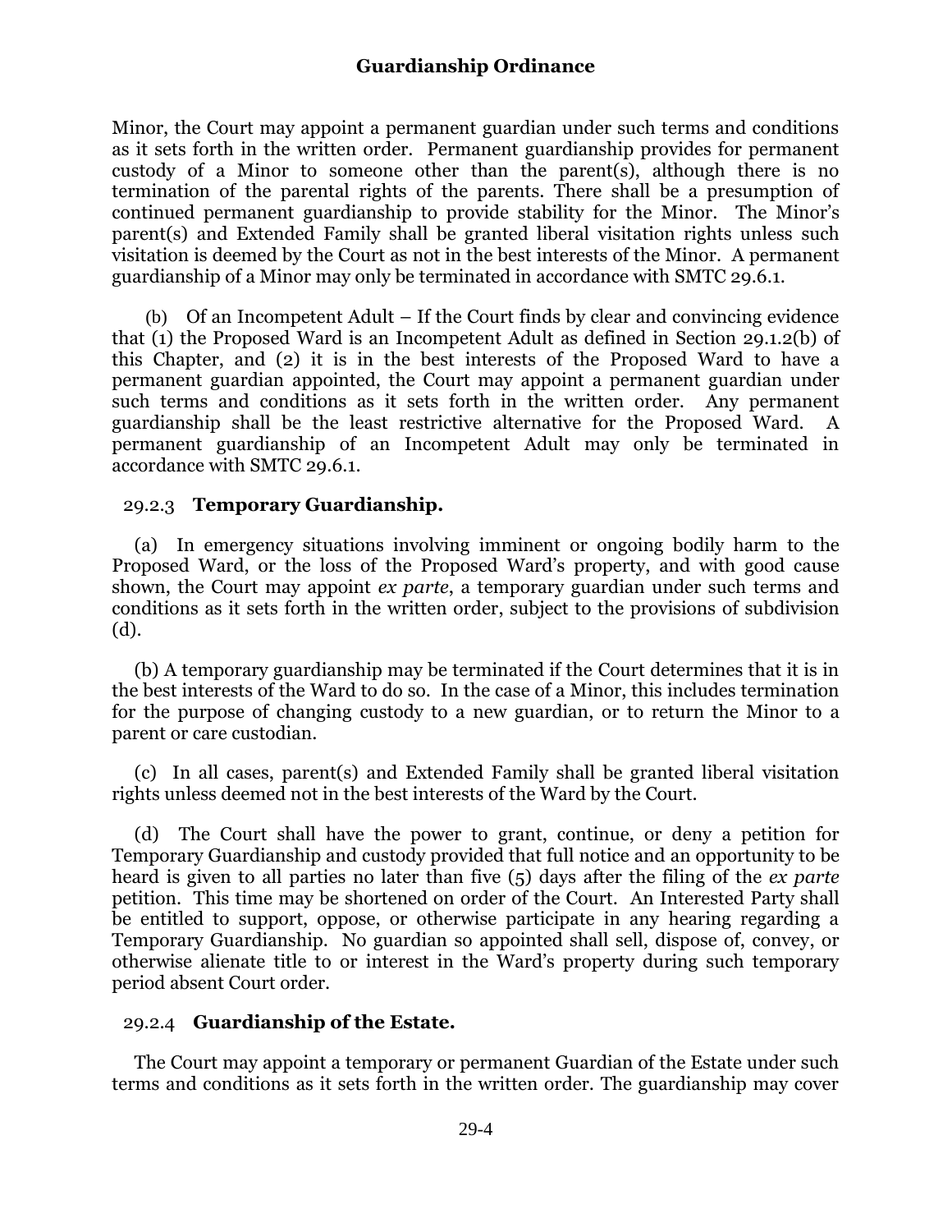Minor, the Court may appoint a permanent guardian under such terms and conditions as it sets forth in the written order. Permanent guardianship provides for permanent custody of a Minor to someone other than the parent(s), although there is no termination of the parental rights of the parents. There shall be a presumption of continued permanent guardianship to provide stability for the Minor. The Minor's parent(s) and Extended Family shall be granted liberal visitation rights unless such visitation is deemed by the Court as not in the best interests of the Minor. A permanent guardianship of a Minor may only be terminated in accordance with SMTC 29.6.1.

(b) Of an Incompetent Adult – If the Court finds by clear and convincing evidence that (1) the Proposed Ward is an Incompetent Adult as defined in Section 29.1.2(b) of this Chapter, and (2) it is in the best interests of the Proposed Ward to have a permanent guardian appointed, the Court may appoint a permanent guardian under such terms and conditions as it sets forth in the written order. Any permanent guardianship shall be the least restrictive alternative for the Proposed Ward. A permanent guardianship of an Incompetent Adult may only be terminated in accordance with SMTC 29.6.1.

### 29.2.3 **Temporary Guardianship.**

(a) In emergency situations involving imminent or ongoing bodily harm to the Proposed Ward, or the loss of the Proposed Ward's property, and with good cause shown, the Court may appoint *ex parte*, a temporary guardian under such terms and conditions as it sets forth in the written order, subject to the provisions of subdivision (d).

(b) A temporary guardianship may be terminated if the Court determines that it is in the best interests of the Ward to do so. In the case of a Minor, this includes termination for the purpose of changing custody to a new guardian, or to return the Minor to a parent or care custodian.

(c) In all cases, parent(s) and Extended Family shall be granted liberal visitation rights unless deemed not in the best interests of the Ward by the Court.

(d) The Court shall have the power to grant, continue, or deny a petition for Temporary Guardianship and custody provided that full notice and an opportunity to be heard is given to all parties no later than five (5) days after the filing of the *ex parte* petition. This time may be shortened on order of the Court. An Interested Party shall be entitled to support, oppose, or otherwise participate in any hearing regarding a Temporary Guardianship. No guardian so appointed shall sell, dispose of, convey, or otherwise alienate title to or interest in the Ward's property during such temporary period absent Court order.

### 29.2.4 **Guardianship of the Estate.**

The Court may appoint a temporary or permanent Guardian of the Estate under such terms and conditions as it sets forth in the written order. The guardianship may cover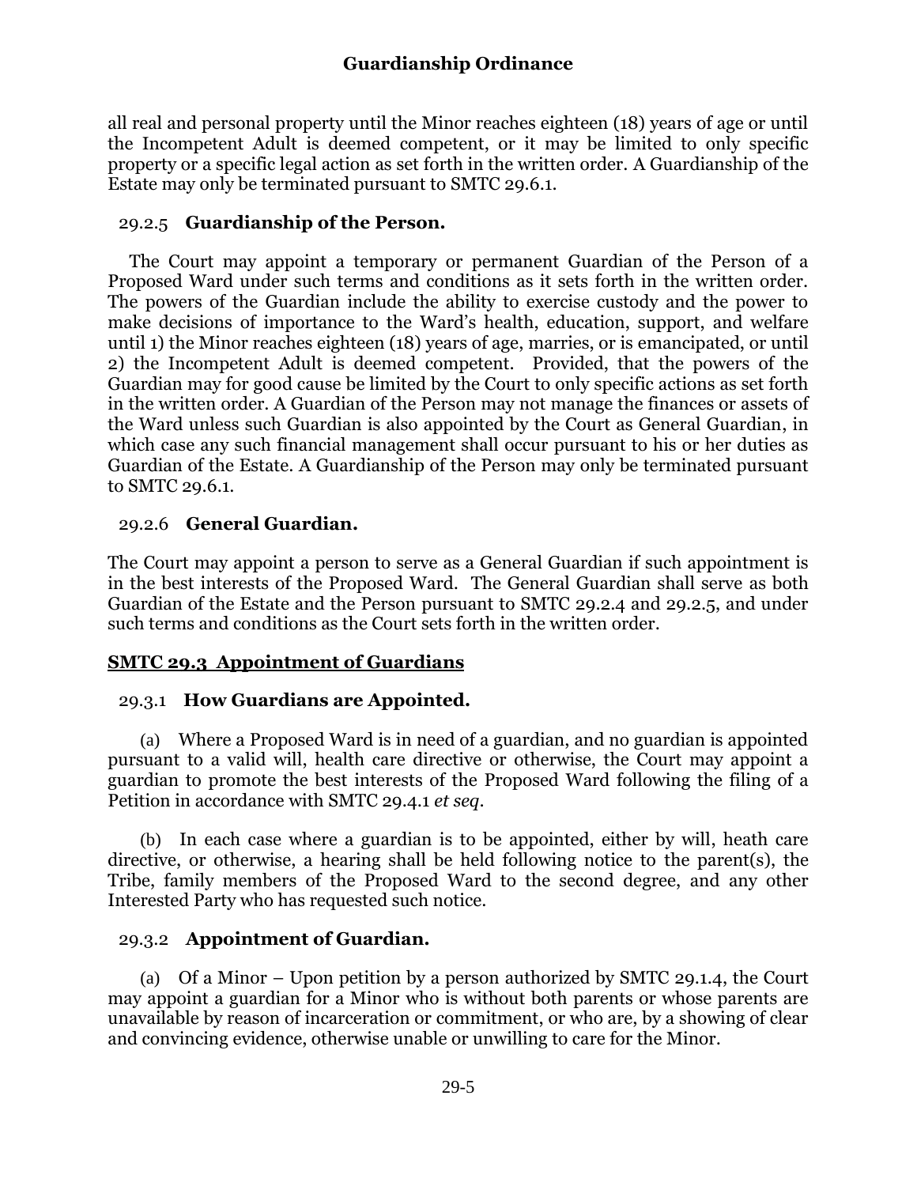all real and personal property until the Minor reaches eighteen (18) years of age or until the Incompetent Adult is deemed competent, or it may be limited to only specific property or a specific legal action as set forth in the written order. A Guardianship of the Estate may only be terminated pursuant to SMTC 29.6.1.

### 29.2.5 Guardianship of the Person.

The Court may appoint a temporary or permanent Guardian of the Person of a Proposed Ward under such terms and conditions as it sets forth in the written order. The powers of the Guardian include the ability to exercise custody and the power to make decisions of importance to the Ward's health, education, support, and welfare until 1) the Minor reaches eighteen (18) years of age, marries, or is emancipated, or until 2) the Incompetent Adult is deemed competent. Provided, that the powers of the Guardian may for good cause be limited by the Court to only specific actions as set forth in the written order. A Guardian of the Person may not manage the finances or assets of the Ward unless such Guardian is also appointed by the Court as General Guardian, in which case any such financial management shall occur pursuant to his or her duties as Guardian of the Estate. A Guardianship of the Person may only be terminated pursuant to SMTC 29.6.1.

### 29.2.6 General Guardian.

The Court may appoint a person to serve as a General Guardian if such appointment is in the best interests of the Proposed Ward. The General Guardian shall serve as both Guardian of the Estate and the Person pursuant to SMTC 29.2.4 and 29.2.5, and under such terms and conditions as the Court sets forth in the written order.

## SMTC 29.3 Appointment of Guardians

### 29.3.1 How Guardians are Appointed.

(a) Where a Proposed Ward is in need of a guardian, and no guardian is appointed pursuant to a valid will, health care directive or otherwise, the Court may appoint a guardian to promote the best interests of the Proposed Ward following the filing of a Petition in accordance with SMTC 29.4.1 *et seq*.

(b) In each case where a guardian is to be appointed, either by will, heath care directive, or otherwise, a hearing shall be held following notice to the parent(s), the Tribe, family members of the Proposed Ward to the second degree, and any other Interested Party who has requested such notice.

### 29.3.2 Appointment of Guardian.

(a) Of a Minor – Upon petition by a person authorized by SMTC 29.1.4, the Court may appoint a guardian for a Minor who is without both parents or whose parents are unavailable by reason of incarceration or commitment, or who are, by a showing of clear and convincing evidence, otherwise unable or unwilling to care for the Minor.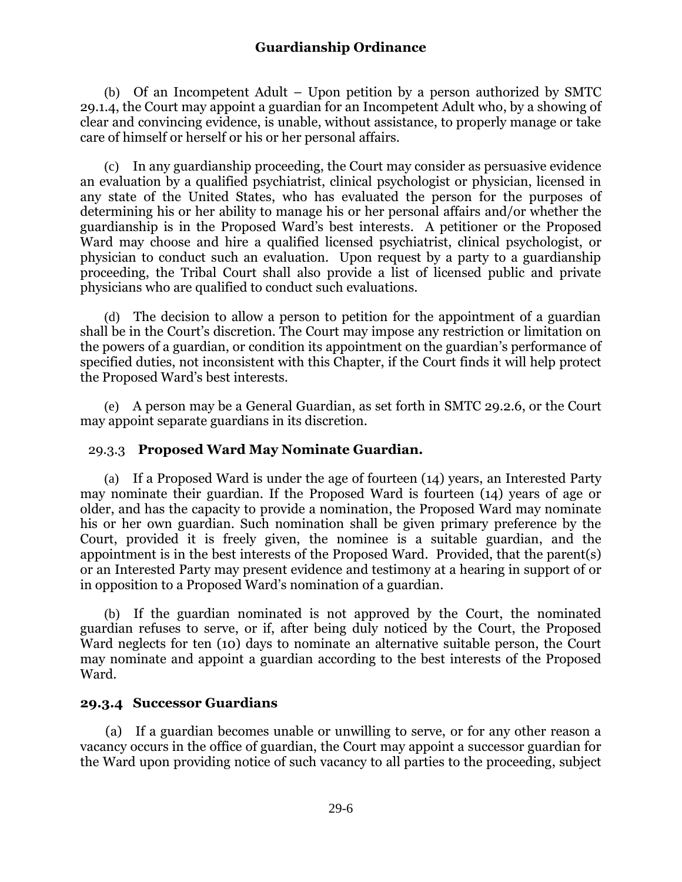(b) Of an Incompetent Adult – Upon petition by a person authorized by SMTC 29.1.4, the Court may appoint a guardian for an Incompetent Adult who, by a showing of clear and convincing evidence, is unable, without assistance, to properly manage or take care of himself or herself or his or her personal affairs.

(c) In any guardianship proceeding, the Court may consider as persuasive evidence an evaluation by a qualified psychiatrist, clinical psychologist or physician, licensed in any state of the United States, who has evaluated the person for the purposes of determining his or her ability to manage his or her personal affairs and/or whether the guardianship is in the Proposed Ward's best interests. A petitioner or the Proposed Ward may choose and hire a qualified licensed psychiatrist, clinical psychologist, or physician to conduct such an evaluation. Upon request by a party to a guardianship proceeding, the Tribal Court shall also provide a list of licensed public and private physicians who are qualified to conduct such evaluations.

(d) The decision to allow a person to petition for the appointment of a guardian shall be in the Court's discretion. The Court may impose any restriction or limitation on the powers of a guardian, or condition its appointment on the guardian's performance of specified duties, not inconsistent with this Chapter, if the Court finds it will help protect the Proposed Ward's best interests.

(e) A person may be a General Guardian, as set forth in SMTC 29.2.6, or the Court may appoint separate guardians in its discretion.

### 29.3.3 **Proposed Ward May Nominate Guardian.**

(a) If a Proposed Ward is under the age of fourteen (14) years, an Interested Party may nominate their guardian. If the Proposed Ward is fourteen (14) years of age or older, and has the capacity to provide a nomination, the Proposed Ward may nominate his or her own guardian. Such nomination shall be given primary preference by the Court, provided it is freely given, the nominee is a suitable guardian, and the appointment is in the best interests of the Proposed Ward. Provided, that the parent(s) or an Interested Party may present evidence and testimony at a hearing in support of or in opposition to a Proposed Ward's nomination of a guardian.

(b) If the guardian nominated is not approved by the Court, the nominated guardian refuses to serve, or if, after being duly noticed by the Court, the Proposed Ward neglects for ten (10) days to nominate an alternative suitable person, the Court may nominate and appoint a guardian according to the best interests of the Proposed Ward.

### **29.3.4 Successor Guardians**

(a) If a guardian becomes unable or unwilling to serve, or for any other reason a vacancy occurs in the office of guardian, the Court may appoint a successor guardian for the Ward upon providing notice of such vacancy to all parties to the proceeding, subject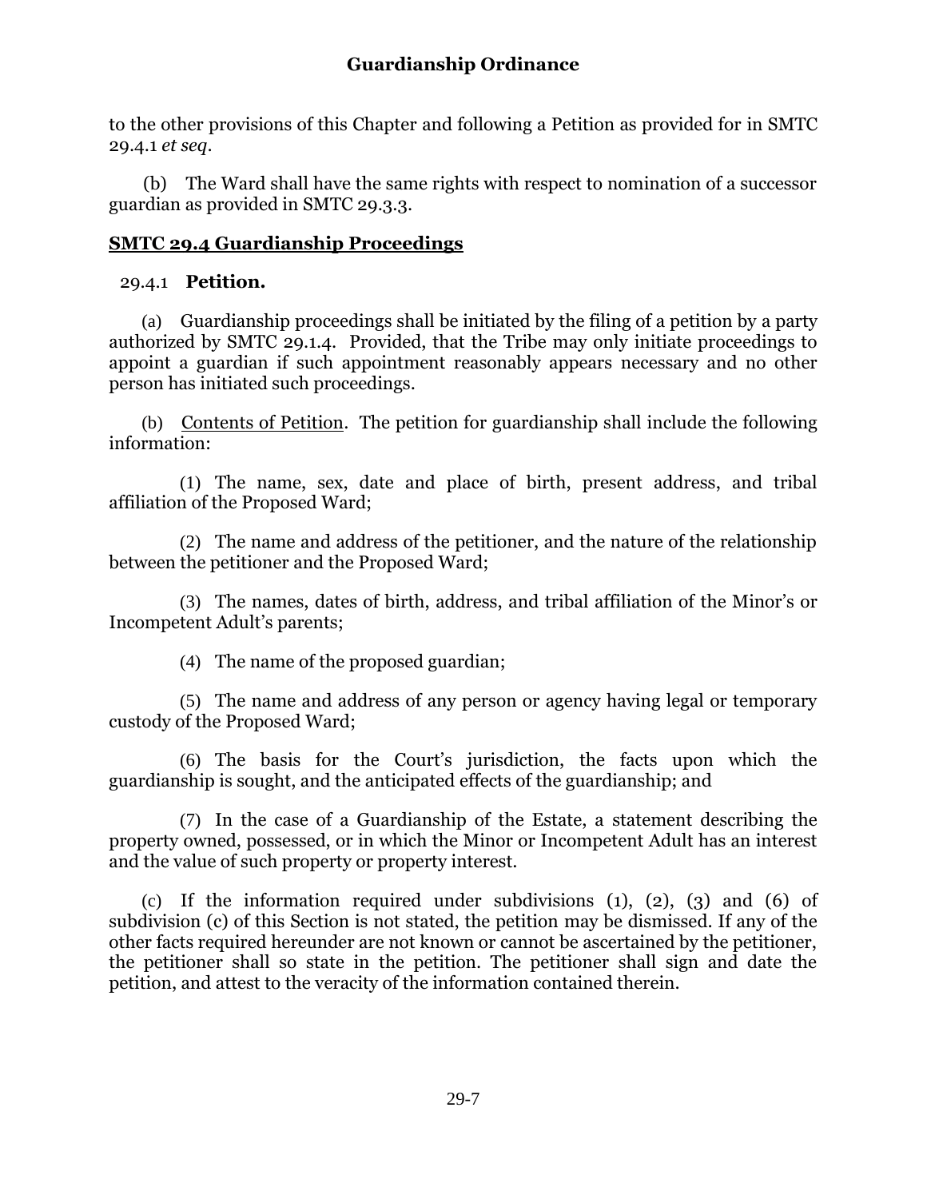to the other provisions of this Chapter and following a Petition as provided for in SMTC 29.4.1 *et seq*.

(b) The Ward shall have the same rights with respect to nomination of a successor guardian as provided in SMTC 29.3.3.

## SMTC 29.4 Guardianship Proceedings

### 29.4.1 **Petition.**

(a) Guardianship proceedings shall be initiated by the filing of a petition by a party authorized by SMTC 29.1.4. Provided, that the Tribe may only initiate proceedings to appoint a guardian if such appointment reasonably appears necessary and no other person has initiated such proceedings.

(b) Contents of Petition. The petition for guardianship shall include the following information:

(1) The name, sex, date and place of birth, present address, and tribal affiliation of the Proposed Ward;

(2) The name and address of the petitioner, and the nature of the relationship between the petitioner and the Proposed Ward;

(3) The names, dates of birth, address, and tribal affiliation of the Minor's or Incompetent Adult's parents;

(4) The name of the proposed guardian;

(5) The name and address of any person or agency having legal or temporary custody of the Proposed Ward;

(6) The basis for the Court's jurisdiction, the facts upon which the guardianship is sought, and the anticipated effects of the guardianship; and

(7) In the case of a Guardianship of the Estate, a statement describing the property owned, possessed, or in which the Minor or Incompetent Adult has an interest and the value of such property or property interest.

(c) If the information required under subdivisions (1), (2), (3) and (6) of subdivision (c) of this Section is not stated, the petition may be dismissed. If any of the other facts required hereunder are not known or cannot be ascertained by the petitioner, the petitioner shall so state in the petition. The petitioner shall sign and date the petition, and attest to the veracity of the information contained therein.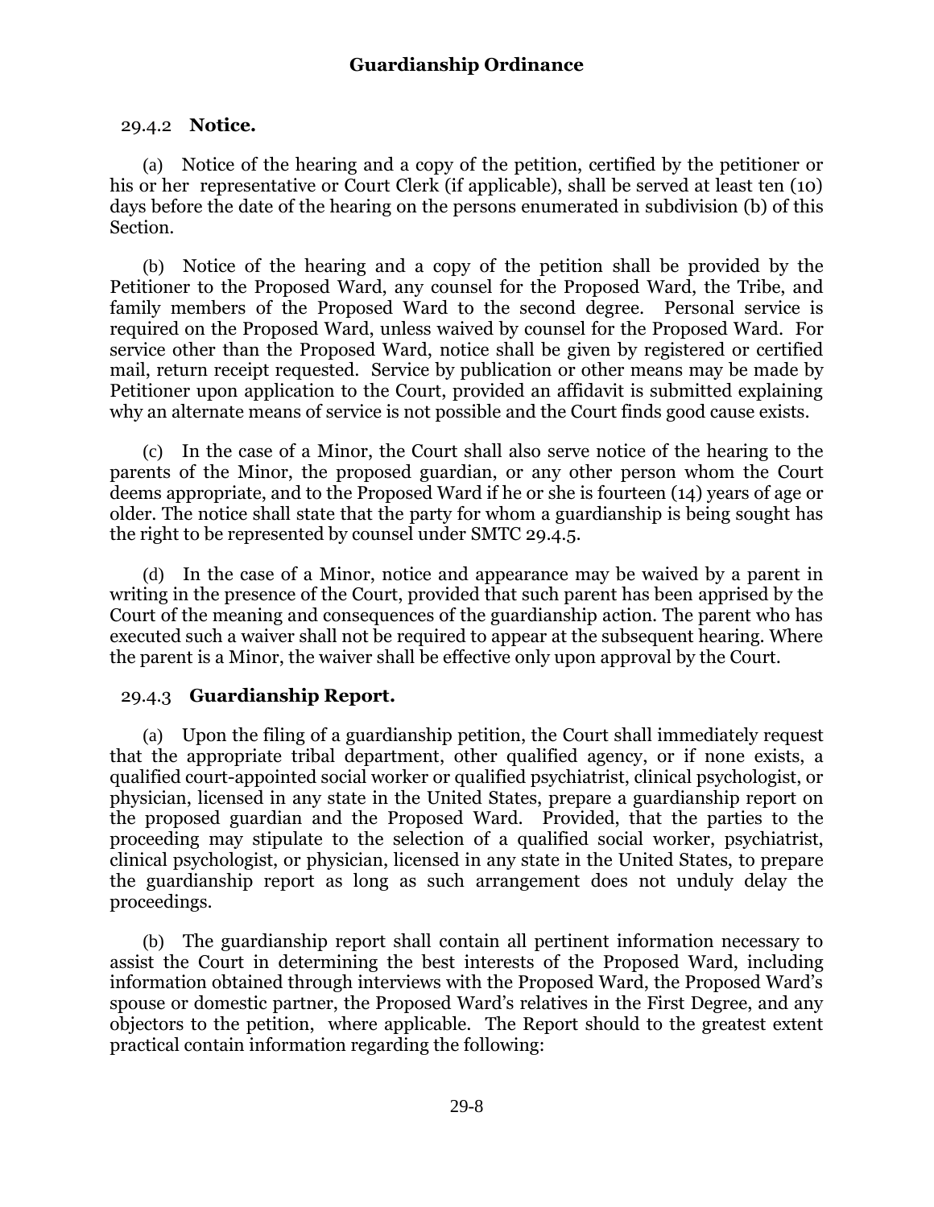### 29.4.2 **Notice.**

(a) Notice of the hearing and a copy of the petition, certified by the petitioner or his or her representative or Court Clerk (if applicable), shall be served at least ten (10) days before the date of the hearing on the persons enumerated in subdivision (b) of this Section.

(b) Notice of the hearing and a copy of the petition shall be provided by the Petitioner to the Proposed Ward, any counsel for the Proposed Ward, the Tribe, and family members of the Proposed Ward to the second degree. Personal service is required on the Proposed Ward, unless waived by counsel for the Proposed Ward. For service other than the Proposed Ward, notice shall be given by registered or certified mail, return receipt requested. Service by publication or other means may be made by Petitioner upon application to the Court, provided an affidavit is submitted explaining why an alternate means of service is not possible and the Court finds good cause exists.

(c) In the case of a Minor, the Court shall also serve notice of the hearing to the parents of the Minor, the proposed guardian, or any other person whom the Court deems appropriate, and to the Proposed Ward if he or she is fourteen (14) years of age or older. The notice shall state that the party for whom a guardianship is being sought has the right to be represented by counsel under SMTC 29.4.5.

(d) In the case of a Minor, notice and appearance may be waived by a parent in writing in the presence of the Court, provided that such parent has been apprised by the Court of the meaning and consequences of the guardianship action. The parent who has executed such a waiver shall not be required to appear at the subsequent hearing. Where the parent is a Minor, the waiver shall be effective only upon approval by the Court.

### 29.4.3 **Guardianship Report.**

(a) Upon the filing of a guardianship petition, the Court shall immediately request that the appropriate tribal department, other qualified agency, or if none exists, a qualified court-appointed social worker or qualified psychiatrist, clinical psychologist, or physician, licensed in any state in the United States, prepare a guardianship report on the proposed guardian and the Proposed Ward. Provided, that the parties to the proceeding may stipulate to the selection of a qualified social worker, psychiatrist, clinical psychologist, or physician, licensed in any state in the United States, to prepare the guardianship report as long as such arrangement does not unduly delay the proceedings.

(b) The guardianship report shall contain all pertinent information necessary to assist the Court in determining the best interests of the Proposed Ward, including information obtained through interviews with the Proposed Ward, the Proposed Ward's spouse or domestic partner, the Proposed Ward's relatives in the First Degree, and any objectors to the petition, where applicable. The Report should to the greatest extent practical contain information regarding the following: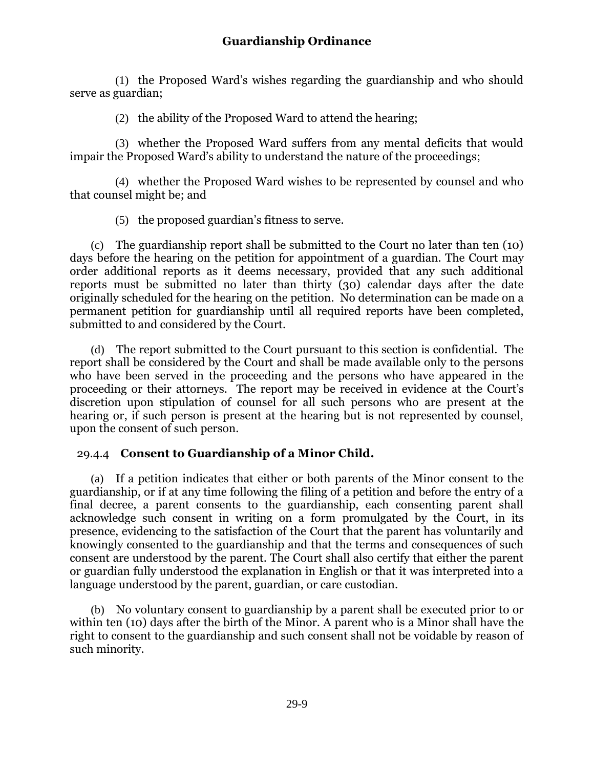(1) the Proposed Ward's wishes regarding the guardianship and who should serve as guardian;

(2) the ability of the Proposed Ward to attend the hearing;

(3) whether the Proposed Ward suffers from any mental deficits that would impair the Proposed Ward's ability to understand the nature of the proceedings;

(4) whether the Proposed Ward wishes to be represented by counsel and who that counsel might be; and

(5) the proposed guardian's fitness to serve.

(c) The guardianship report shall be submitted to the Court no later than ten (10) days before the hearing on the petition for appointment of a guardian. The Court may order additional reports as it deems necessary, provided that any such additional reports must be submitted no later than thirty (30) calendar days after the date originally scheduled for the hearing on the petition. No determination can be made on a permanent petition for guardianship until all required reports have been completed, submitted to and considered by the Court.

(d) The report submitted to the Court pursuant to this section is confidential. The report shall be considered by the Court and shall be made available only to the persons who have been served in the proceeding and the persons who have appeared in the proceeding or their attorneys. The report may be received in evidence at the Court's discretion upon stipulation of counsel for all such persons who are present at the hearing or, if such person is present at the hearing but is not represented by counsel, upon the consent of such person.

### 29.4.4 **Consent to Guardianship of a Minor Child.**

(a) If a petition indicates that either or both parents of the Minor consent to the guardianship, or if at any time following the filing of a petition and before the entry of a final decree, a parent consents to the guardianship, each consenting parent shall acknowledge such consent in writing on a form promulgated by the Court, in its presence, evidencing to the satisfaction of the Court that the parent has voluntarily and knowingly consented to the guardianship and that the terms and consequences of such consent are understood by the parent. The Court shall also certify that either the parent or guardian fully understood the explanation in English or that it was interpreted into a language understood by the parent, guardian, or care custodian.

(b) No voluntary consent to guardianship by a parent shall be executed prior to or within ten (10) days after the birth of the Minor. A parent who is a Minor shall have the right to consent to the guardianship and such consent shall not be voidable by reason of such minority.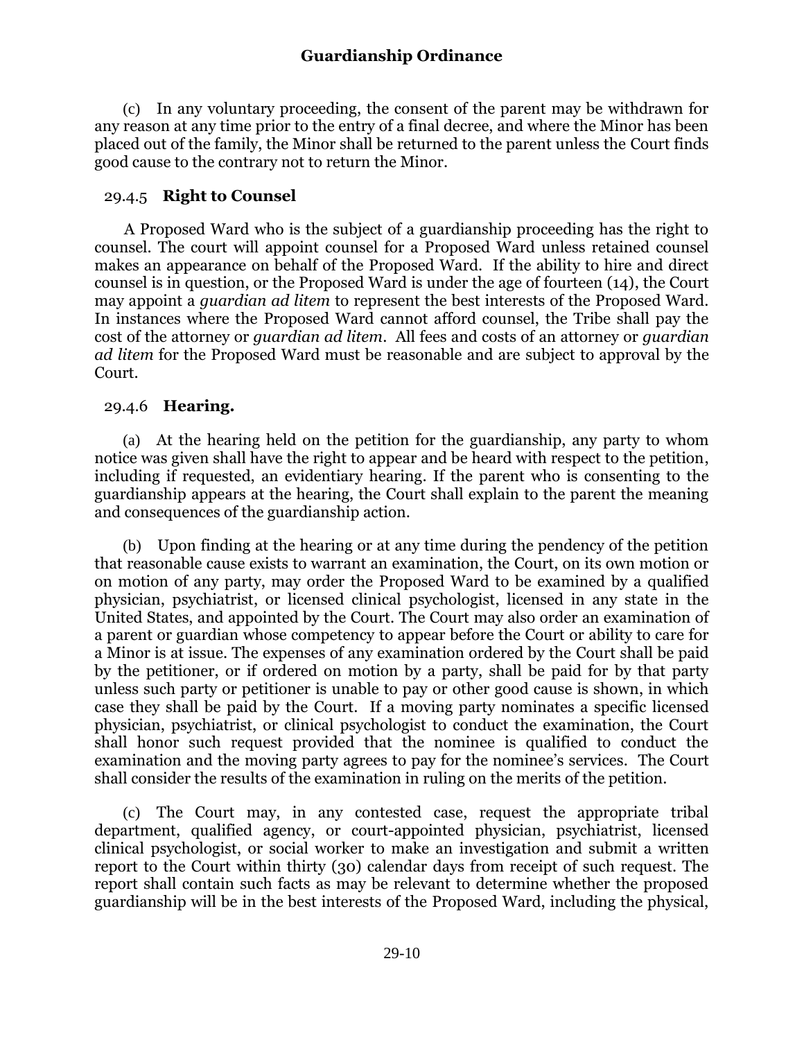(c) In any voluntary proceeding, the consent of the parent may be withdrawn for any reason at any time prior to the entry of a final decree, and where the Minor has been placed out of the family, the Minor shall be returned to the parent unless the Court finds good cause to the contrary not to return the Minor.

### 29.4.5 **Right to Counsel**

A Proposed Ward who is the subject of a guardianship proceeding has the right to counsel. The court will appoint counsel for a Proposed Ward unless retained counsel makes an appearance on behalf of the Proposed Ward. If the ability to hire and direct counsel is in question, or the Proposed Ward is under the age of fourteen (14), the Court may appoint a *guardian ad litem* to represent the best interests of the Proposed Ward. In instances where the Proposed Ward cannot afford counsel, the Tribe shall pay the cost of the attorney or *guardian ad litem*. All fees and costs of an attorney or *guardian ad litem* for the Proposed Ward must be reasonable and are subject to approval by the Court.

### 29.4.6 **Hearing.**

(a) At the hearing held on the petition for the guardianship, any party to whom notice was given shall have the right to appear and be heard with respect to the petition, including if requested, an evidentiary hearing. If the parent who is consenting to the guardianship appears at the hearing, the Court shall explain to the parent the meaning and consequences of the guardianship action.

(b) Upon finding at the hearing or at any time during the pendency of the petition that reasonable cause exists to warrant an examination, the Court, on its own motion or on motion of any party, may order the Proposed Ward to be examined by a qualified physician, psychiatrist, or licensed clinical psychologist, licensed in any state in the United States, and appointed by the Court. The Court may also order an examination of a parent or guardian whose competency to appear before the Court or ability to care for a Minor is at issue. The expenses of any examination ordered by the Court shall be paid by the petitioner, or if ordered on motion by a party, shall be paid for by that party unless such party or petitioner is unable to pay or other good cause is shown, in which case they shall be paid by the Court. If a moving party nominates a specific licensed physician, psychiatrist, or clinical psychologist to conduct the examination, the Court shall honor such request provided that the nominee is qualified to conduct the examination and the moving party agrees to pay for the nominee's services. The Court shall consider the results of the examination in ruling on the merits of the petition.

(c) The Court may, in any contested case, request the appropriate tribal department, qualified agency, or court-appointed physician, psychiatrist, licensed clinical psychologist, or social worker to make an investigation and submit a written report to the Court within thirty (30) calendar days from receipt of such request. The report shall contain such facts as may be relevant to determine whether the proposed guardianship will be in the best interests of the Proposed Ward, including the physical,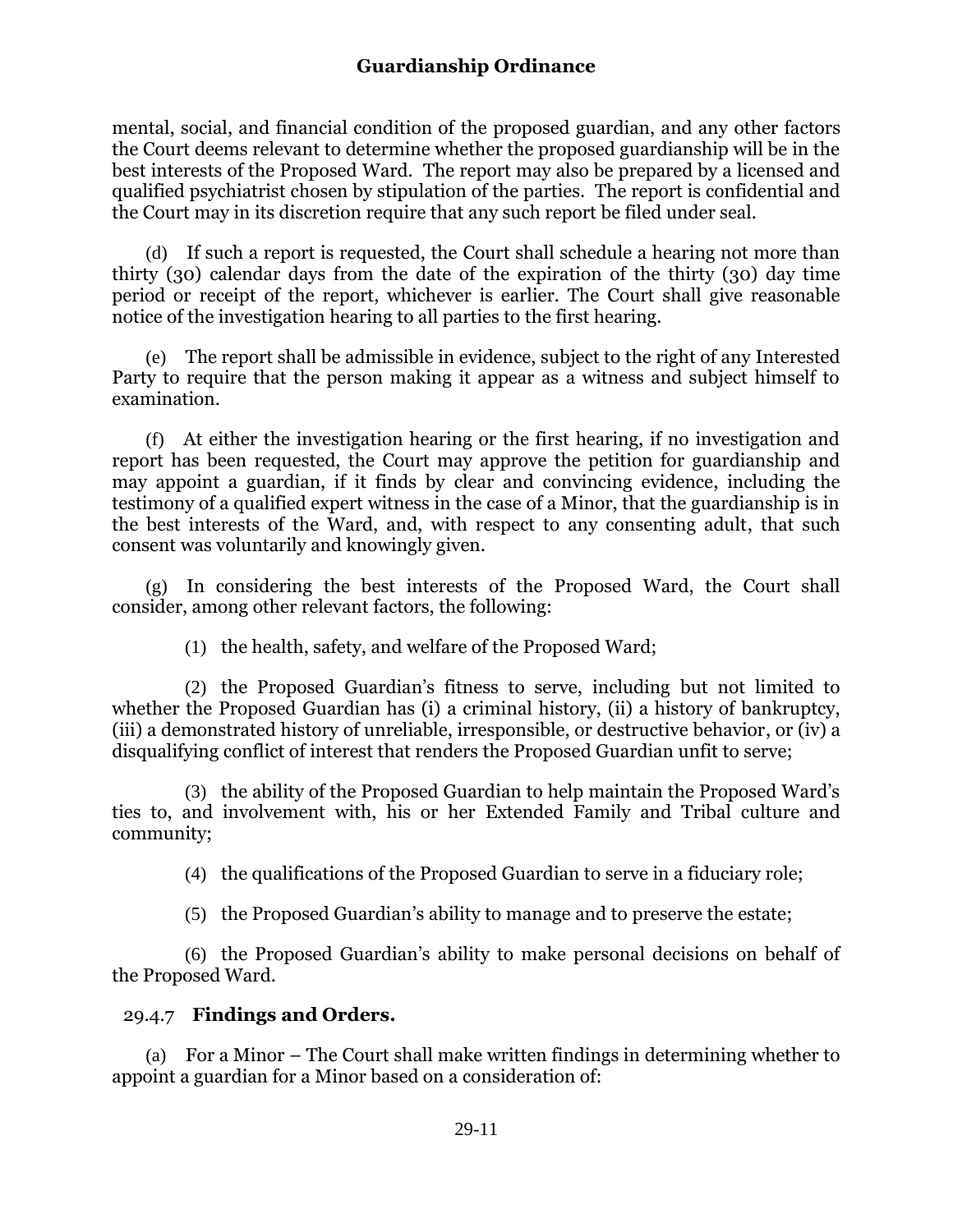mental, social, and financial condition of the proposed guardian, and any other factors the Court deems relevant to determine whether the proposed guardianship will be in the best interests of the Proposed Ward. The report may also be prepared by a licensed and qualified psychiatrist chosen by stipulation of the parties. The report is confidential and the Court may in its discretion require that any such report be filed under seal.

(d) If such a report is requested, the Court shall schedule a hearing not more than thirty (30) calendar days from the date of the expiration of the thirty (30) day time period or receipt of the report, whichever is earlier. The Court shall give reasonable notice of the investigation hearing to all parties to the first hearing.

(e) The report shall be admissible in evidence, subject to the right of any Interested Party to require that the person making it appear as a witness and subject himself to examination.

(f) At either the investigation hearing or the first hearing, if no investigation and report has been requested, the Court may approve the petition for guardianship and may appoint a guardian, if it finds by clear and convincing evidence, including the testimony of a qualified expert witness in the case of a Minor, that the guardianship is in the best interests of the Ward, and, with respect to any consenting adult, that such consent was voluntarily and knowingly given.

(g) In considering the best interests of the Proposed Ward, the Court shall consider, among other relevant factors, the following:

(1) the health, safety, and welfare of the Proposed Ward;

(2) the Proposed Guardian's fitness to serve, including but not limited to whether the Proposed Guardian has (i) a criminal history, (ii) a history of bankruptcy, (iii) a demonstrated history of unreliable, irresponsible, or destructive behavior, or (iv) a disqualifying conflict of interest that renders the Proposed Guardian unfit to serve;

(3) the ability of the Proposed Guardian to help maintain the Proposed Ward's ties to, and involvement with, his or her Extended Family and Tribal culture and community;

(4) the qualifications of the Proposed Guardian to serve in a fiduciary role;

(5) the Proposed Guardian's ability to manage and to preserve the estate;

(6) the Proposed Guardian's ability to make personal decisions on behalf of the Proposed Ward.

29.4.7 **Findings and Orders.**

(a) For a Minor – The Court shall make written findings in determining whether to appoint a guardian for a Minor based on a consideration of: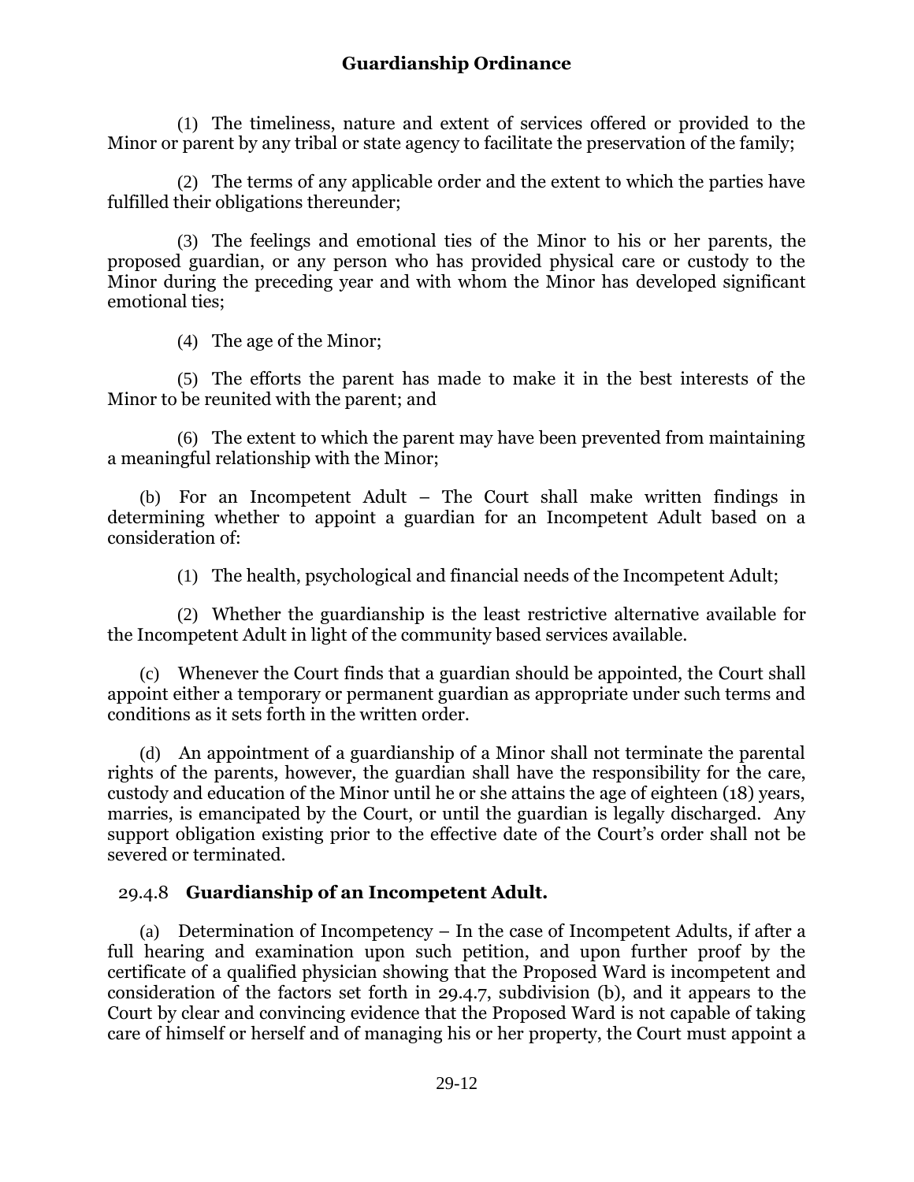(1) The timeliness, nature and extent of services offered or provided to the Minor or parent by any tribal or state agency to facilitate the preservation of the family;

(2) The terms of any applicable order and the extent to which the parties have fulfilled their obligations thereunder;

(3) The feelings and emotional ties of the Minor to his or her parents, the proposed guardian, or any person who has provided physical care or custody to the Minor during the preceding year and with whom the Minor has developed significant emotional ties;

(4) The age of the Minor;

(5) The efforts the parent has made to make it in the best interests of the Minor to be reunited with the parent; and

(6) The extent to which the parent may have been prevented from maintaining a meaningful relationship with the Minor;

(b) For an Incompetent Adult – The Court shall make written findings in determining whether to appoint a guardian for an Incompetent Adult based on a consideration of:

(1) The health, psychological and financial needs of the Incompetent Adult;

(2) Whether the guardianship is the least restrictive alternative available for the Incompetent Adult in light of the community based services available.

(c) Whenever the Court finds that a guardian should be appointed, the Court shall appoint either a temporary or permanent guardian as appropriate under such terms and conditions as it sets forth in the written order.

(d) An appointment of a guardianship of a Minor shall not terminate the parental rights of the parents, however, the guardian shall have the responsibility for the care, custody and education of the Minor until he or she attains the age of eighteen (18) years, marries, is emancipated by the Court, or until the guardian is legally discharged. Any support obligation existing prior to the effective date of the Court's order shall not be severed or terminated.

### 29.4.8 Guardianship of an Incompetent Adult.

(a) Determination of Incompetency – In the case of Incompetent Adults, if after a full hearing and examination upon such petition, and upon further proof by the certificate of a qualified physician showing that the Proposed Ward is incompetent and consideration of the factors set forth in 29.4.7, subdivision (b), and it appears to the Court by clear and convincing evidence that the Proposed Ward is not capable of taking care of himself or herself and of managing his or her property, the Court must appoint a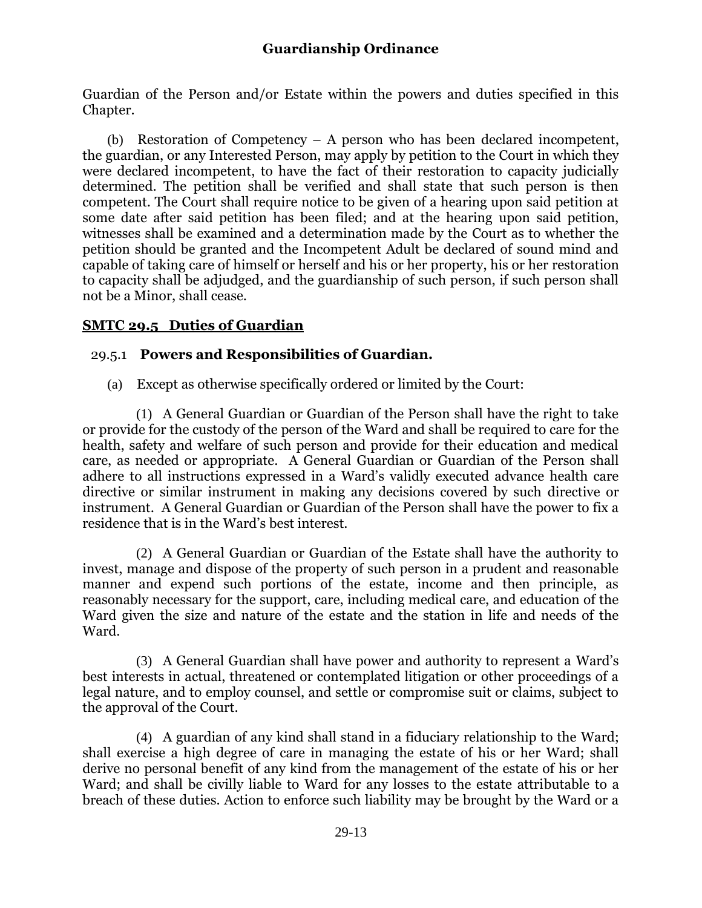Guardian of the Person and/or Estate within the powers and duties specified in this Chapter.

(b) Restoration of Competency – A person who has been declared incompetent, the guardian, or any Interested Person, may apply by petition to the Court in which they were declared incompetent, to have the fact of their restoration to capacity judicially determined. The petition shall be verified and shall state that such person is then competent. The Court shall require notice to be given of a hearing upon said petition at some date after said petition has been filed; and at the hearing upon said petition, witnesses shall be examined and a determination made by the Court as to whether the petition should be granted and the Incompetent Adult be declared of sound mind and capable of taking care of himself or herself and his or her property, his or her restoration to capacity shall be adjudged, and the guardianship of such person, if such person shall not be a Minor, shall cease.

## SMTC 29.5 Duties of Guardian

### 29.5.1 Powers and Responsibilities of Guardian.

(a) Except as otherwise specifically ordered or limited by the Court:

(1) A General Guardian or Guardian of the Person shall have the right to take or provide for the custody of the person of the Ward and shall be required to care for the health, safety and welfare of such person and provide for their education and medical care, as needed or appropriate. A General Guardian or Guardian of the Person shall adhere to all instructions expressed in a Ward's validly executed advance health care directive or similar instrument in making any decisions covered by such directive or instrument. A General Guardian or Guardian of the Person shall have the power to fix a residence that is in the Ward's best interest.

(2) A General Guardian or Guardian of the Estate shall have the authority to invest, manage and dispose of the property of such person in a prudent and reasonable manner and expend such portions of the estate, income and then principle, as reasonably necessary for the support, care, including medical care, and education of the Ward given the size and nature of the estate and the station in life and needs of the Ward.

(3) A General Guardian shall have power and authority to represent a Ward's best interests in actual, threatened or contemplated litigation or other proceedings of a legal nature, and to employ counsel, and settle or compromise suit or claims, subject to the approval of the Court.

(4) A guardian of any kind shall stand in a fiduciary relationship to the Ward; shall exercise a high degree of care in managing the estate of his or her Ward; shall derive no personal benefit of any kind from the management of the estate of his or her Ward; and shall be civilly liable to Ward for any losses to the estate attributable to a breach of these duties. Action to enforce such liability may be brought by the Ward or a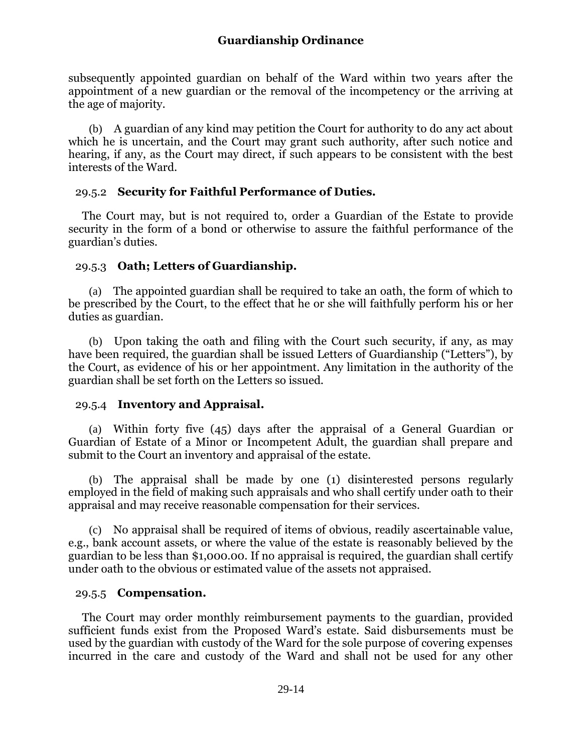subsequently appointed guardian on behalf of the Ward within two years after the appointment of a new guardian or the removal of the incompetency or the arriving at the age of majority.

(b) A guardian of any kind may petition the Court for authority to do any act about which he is uncertain, and the Court may grant such authority, after such notice and hearing, if any, as the Court may direct, if such appears to be consistent with the best interests of the Ward.

### 29.5.2 **Security for Faithful Performance of Duties.**

The Court may, but is not required to, order a Guardian of the Estate to provide security in the form of a bond or otherwise to assure the faithful performance of the guardian's duties.

### 29.5.3 **Oath; Letters of Guardianship.**

(a) The appointed guardian shall be required to take an oath, the form of which to be prescribed by the Court, to the effect that he or she will faithfully perform his or her duties as guardian.

(b) Upon taking the oath and filing with the Court such security, if any, as may have been required, the guardian shall be issued Letters of Guardianship ("Letters"), by the Court, as evidence of his or her appointment. Any limitation in the authority of the guardian shall be set forth on the Letters so issued.

### 29.5.4 **Inventory and Appraisal.**

(a) Within forty five (45) days after the appraisal of a General Guardian or Guardian of Estate of a Minor or Incompetent Adult, the guardian shall prepare and submit to the Court an inventory and appraisal of the estate.

(b) The appraisal shall be made by one (1) disinterested persons regularly employed in the field of making such appraisals and who shall certify under oath to their appraisal and may receive reasonable compensation for their services.

(c) No appraisal shall be required of items of obvious, readily ascertainable value, e.g., bank account assets, or where the value of the estate is reasonably believed by the guardian to be less than $1,000.00. If no appraisal is required, the guardian shall certify under oath to the obvious or estimated value of the assets not appraised.

### 29.5.5 **Compensation.**

The Court may order monthly reimbursement payments to the guardian, provided sufficient funds exist from the Proposed Ward's estate. Said disbursements must be used by the guardian with custody of the Ward for the sole purpose of covering expenses incurred in the care and custody of the Ward and shall not be used for any other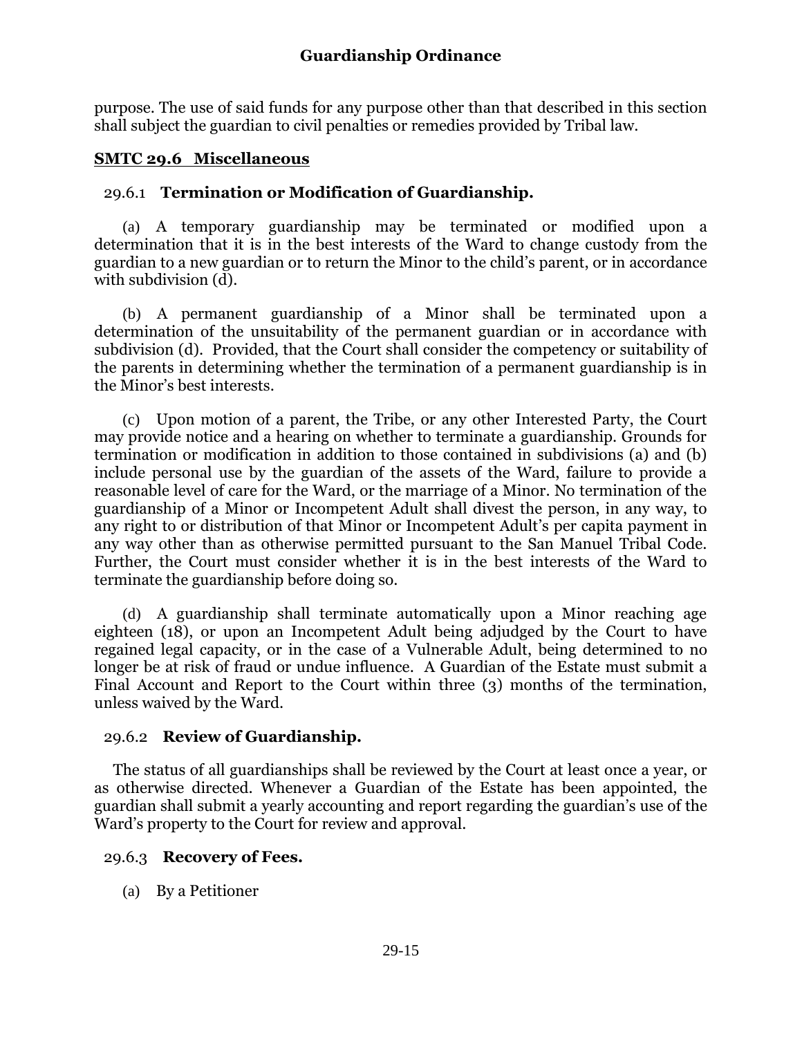purpose. The use of said funds for any purpose other than that described in this section shall subject the guardian to civil penalties or remedies provided by Tribal law.

## SMTC 29.6 Miscellaneous

### 29.6.1 Termination or Modification of Guardianship.

(a) A temporary guardianship may be terminated or modified upon a determination that it is in the best interests of the Ward to change custody from the guardian to a new guardian or to return the Minor to the child's parent, or in accordance with subdivision (d).

(b) A permanent guardianship of a Minor shall be terminated upon a determination of the unsuitability of the permanent guardian or in accordance with subdivision (d). Provided, that the Court shall consider the competency or suitability of the parents in determining whether the termination of a permanent guardianship is in the Minor's best interests.

(c) Upon motion of a parent, the Tribe, or any other Interested Party, the Court may provide notice and a hearing on whether to terminate a guardianship. Grounds for termination or modification in addition to those contained in subdivisions (a) and (b) include personal use by the guardian of the assets of the Ward, failure to provide a reasonable level of care for the Ward, or the marriage of a Minor. No termination of the guardianship of a Minor or Incompetent Adult shall divest the person, in any way, to any right to or distribution of that Minor or Incompetent Adult's per capita payment in any way other than as otherwise permitted pursuant to the San Manuel Tribal Code. Further, the Court must consider whether it is in the best interests of the Ward to terminate the guardianship before doing so.

(d) A guardianship shall terminate automatically upon a Minor reaching age eighteen (18), or upon an Incompetent Adult being adjudged by the Court to have regained legal capacity, or in the case of a Vulnerable Adult, being determined to no longer be at risk of fraud or undue influence. A Guardian of the Estate must submit a Final Account and Report to the Court within three (3) months of the termination, unless waived by the Ward.

### 29.6.2 Review of Guardianship.

The status of all guardianships shall be reviewed by the Court at least once a year, or as otherwise directed. Whenever a Guardian of the Estate has been appointed, the guardian shall submit a yearly accounting and report regarding the guardian's use of the Ward's property to the Court for review and approval.

### 29.6.3 Recovery of Fees.

(a) By a Petitioner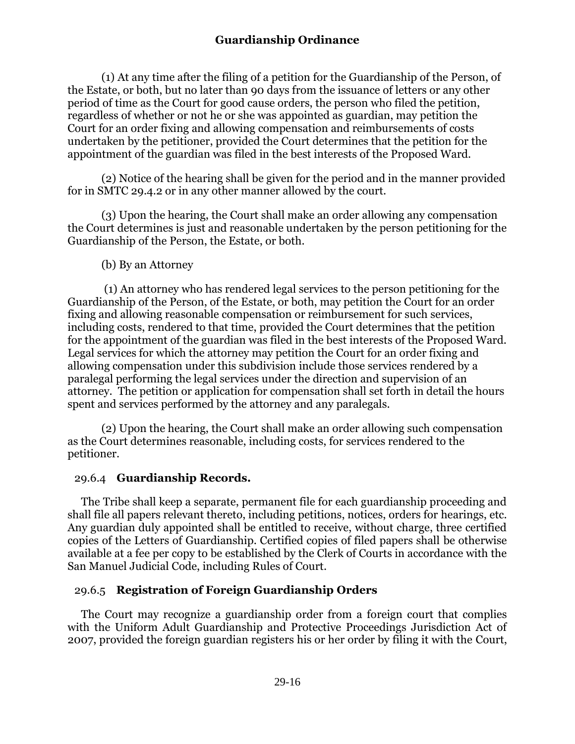(1) At any time after the filing of a petition for the Guardianship of the Person, of the Estate, or both, but no later than 90 days from the issuance of letters or any other period of time as the Court for good cause orders, the person who filed the petition, regardless of whether or not he or she was appointed as guardian, may petition the Court for an order fixing and allowing compensation and reimbursements of costs undertaken by the petitioner, provided the Court determines that the petition for the appointment of the guardian was filed in the best interests of the Proposed Ward.

(2) Notice of the hearing shall be given for the period and in the manner provided for in SMTC 29.4.2 or in any other manner allowed by the court.

(3) Upon the hearing, the Court shall make an order allowing any compensation the Court determines is just and reasonable undertaken by the person petitioning for the Guardianship of the Person, the Estate, or both.

(b) By an Attorney

(1) An attorney who has rendered legal services to the person petitioning for the Guardianship of the Person, of the Estate, or both, may petition the Court for an order fixing and allowing reasonable compensation or reimbursement for such services, including costs, rendered to that time, provided the Court determines that the petition for the appointment of the guardian was filed in the best interests of the Proposed Ward. Legal services for which the attorney may petition the Court for an order fixing and allowing compensation under this subdivision include those services rendered by a paralegal performing the legal services under the direction and supervision of an attorney. The petition or application for compensation shall set forth in detail the hours spent and services performed by the attorney and any paralegals.

(2) Upon the hearing, the Court shall make an order allowing such compensation as the Court determines reasonable, including costs, for services rendered to the petitioner.

### 29.6.4 **Guardianship Records.**

The Tribe shall keep a separate, permanent file for each guardianship proceeding and shall file all papers relevant thereto, including petitions, notices, orders for hearings, etc. Any guardian duly appointed shall be entitled to receive, without charge, three certified copies of the Letters of Guardianship. Certified copies of filed papers shall be otherwise available at a fee per copy to be established by the Clerk of Courts in accordance with the San Manuel Judicial Code, including Rules of Court.

### 29.6.5 **Registration of Foreign Guardianship Orders**

The Court may recognize a guardianship order from a foreign court that complies with the Uniform Adult Guardianship and Protective Proceedings Jurisdiction Act of 2007, provided the foreign guardian registers his or her order by filing it with the Court,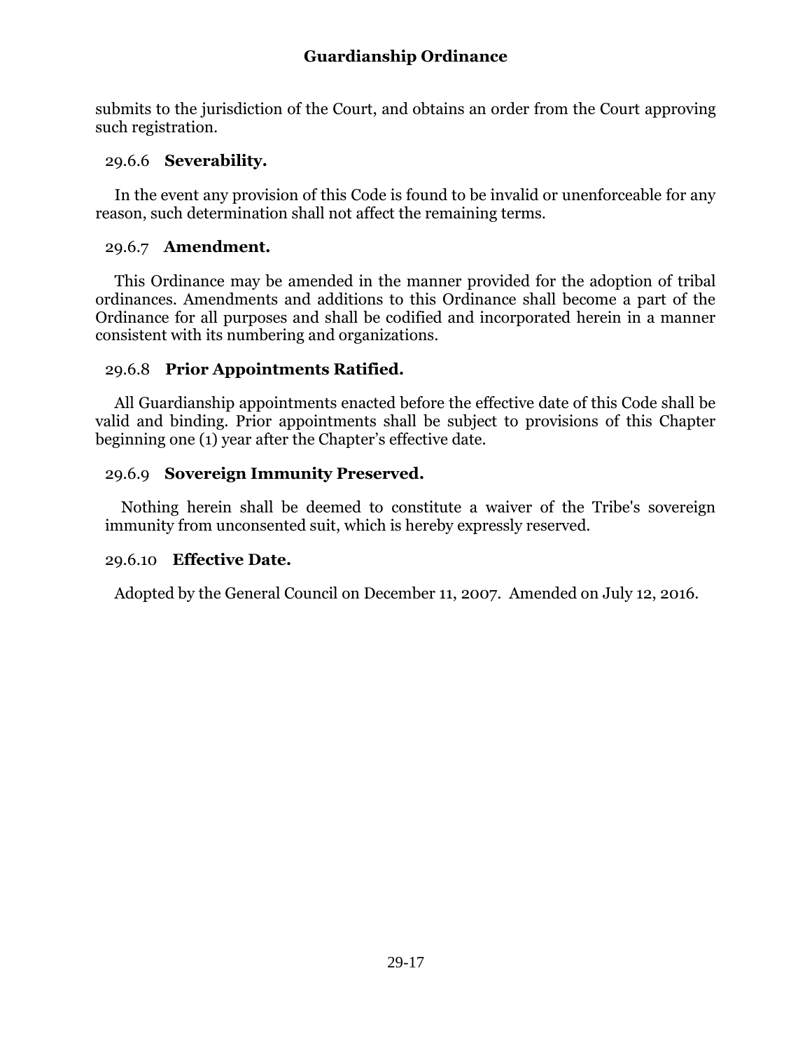submits to the jurisdiction of the Court, and obtains an order from the Court approving such registration.

### 29.6.6 **Severability.**

In the event any provision of this Code is found to be invalid or unenforceable for any reason, such determination shall not affect the remaining terms.

### 29.6.7 **Amendment.**

This Ordinance may be amended in the manner provided for the adoption of tribal ordinances. Amendments and additions to this Ordinance shall become a part of the Ordinance for all purposes and shall be codified and incorporated herein in a manner consistent with its numbering and organizations.

### 29.6.8 **Prior Appointments Ratified.**

All Guardianship appointments enacted before the effective date of this Code shall be valid and binding. Prior appointments shall be subject to provisions of this Chapter beginning one (1) year after the Chapter's effective date.

### 29.6.9 **Sovereign Immunity Preserved.**

Nothing herein shall be deemed to constitute a waiver of the Tribe's sovereign immunity from unconsented suit, which is hereby expressly reserved.

### 29.6.10 **Effective Date.**

Adopted by the General Council on December 11, 2007. Amended on July 12, 2016.